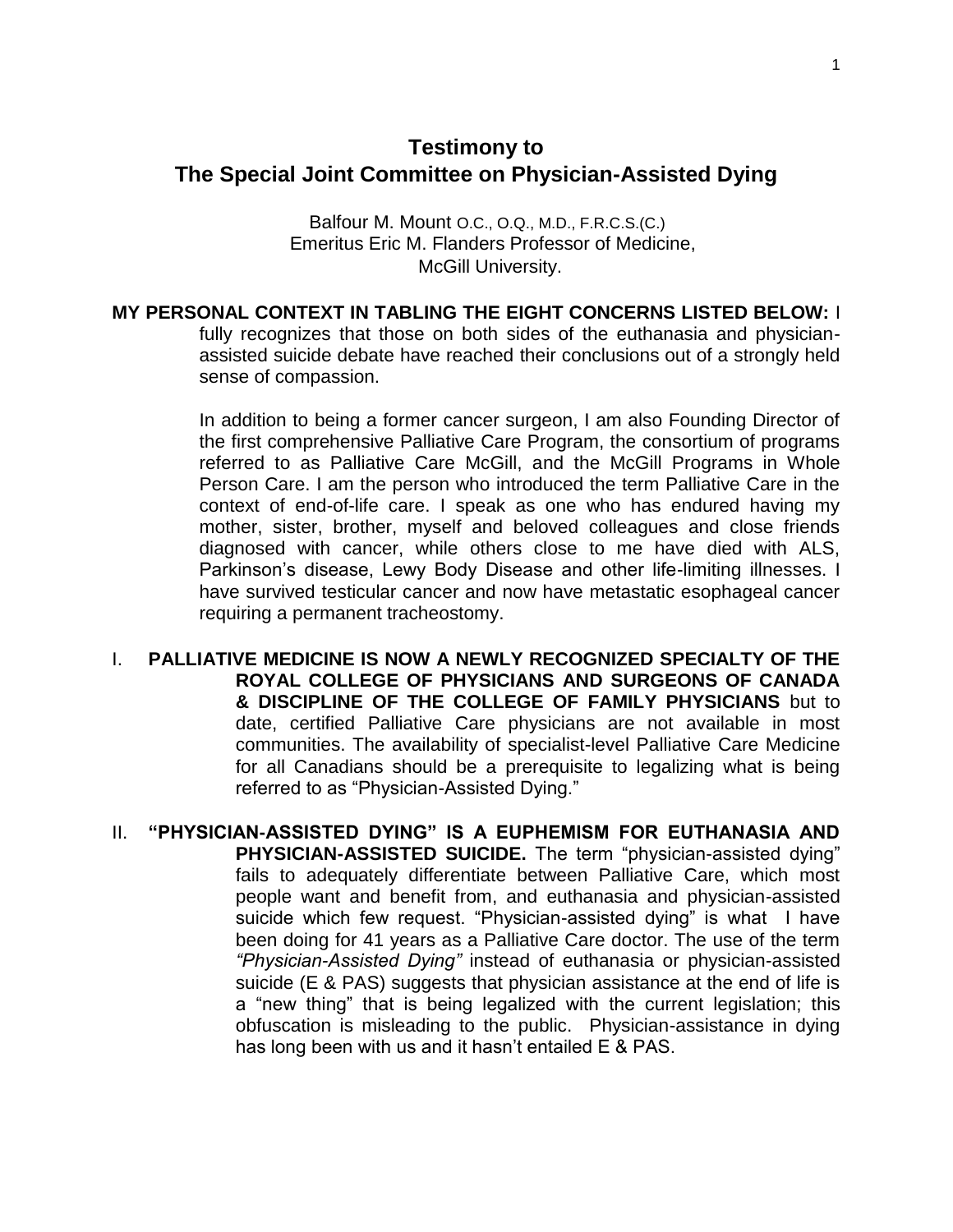# Testimony to
# The Special Joint Committee on Physician-Assisted Dying

Balfour M. Mount O.C., O.Q., M.D., F.R.C.S.(C.)
Emeritus Eric M. Flanders Professor of Medicine,
McGill University.

**MY PERSONAL CONTEXT IN TABLING THE EIGHT CONCERNS LISTED BELOW:** I fully recognizes that those on both sides of the euthanasia and physician-assisted suicide debate have reached their conclusions out of a strongly held sense of compassion.

In addition to being a former cancer surgeon, I am also Founding Director of the first comprehensive Palliative Care Program, the consortium of programs referred to as Palliative Care McGill, and the McGill Programs in Whole Person Care. I am the person who introduced the term Palliative Care in the context of end-of-life care. I speak as one who has endured having my mother, sister, brother, myself and beloved colleagues and close friends diagnosed with cancer, while others close to me have died with ALS, Parkinson's disease, Lewy Body Disease and other life-limiting illnesses. I have survived testicular cancer and now have metastatic esophageal cancer requiring a permanent tracheostomy.

I. **PALLIATIVE MEDICINE IS NOW A NEWLY RECOGNIZED SPECIALTY OF THE ROYAL COLLEGE OF PHYSICIANS AND SURGEONS OF CANADA & DISCIPLINE OF THE COLLEGE OF FAMILY PHYSICIANS** but to date, certified Palliative Care physicians are not available in most communities. The availability of specialist-level Palliative Care Medicine for all Canadians should be a prerequisite to legalizing what is being referred to as "Physician-Assisted Dying."

II. **"PHYSICIAN-ASSISTED DYING" IS A EUPHEMISM FOR EUTHANASIA AND PHYSICIAN-ASSISTED SUICIDE.** The term "physician-assisted dying" fails to adequately differentiate between Palliative Care, which most people want and benefit from, and euthanasia and physician-assisted suicide which few request. "Physician-assisted dying" is what I have been doing for 41 years as a Palliative Care doctor. The use of the term *"Physician-Assisted Dying"* instead of euthanasia or physician-assisted suicide (E & PAS) suggests that physician assistance at the end of life is a "new thing" that is being legalized with the current legislation; this obfuscation is misleading to the public. Physician-assistance in dying has long been with us and it hasn't entailed E & PAS.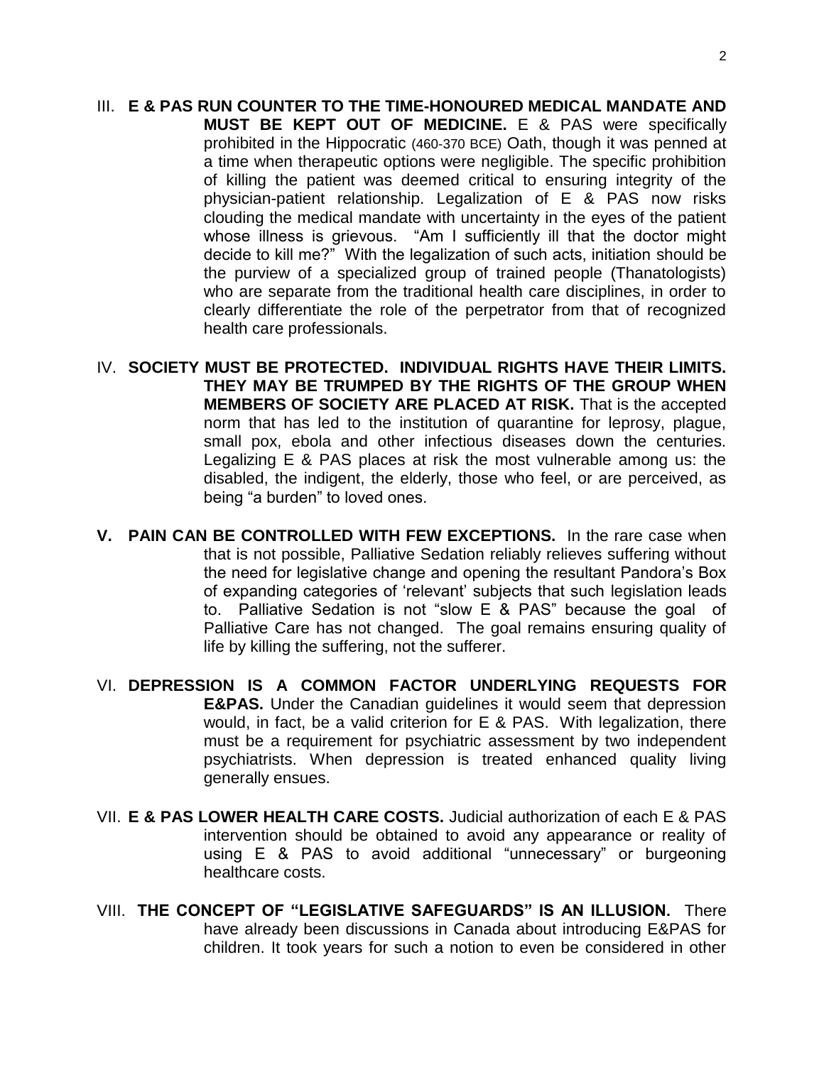III. **E & PAS RUN COUNTER TO THE TIME-HONOURED MEDICAL MANDATE AND MUST BE KEPT OUT OF MEDICINE.** E & PAS were specifically prohibited in the Hippocratic (460-370 BCE) Oath, though it was penned at a time when therapeutic options were negligible. The specific prohibition of killing the patient was deemed critical to ensuring integrity of the physician-patient relationship. Legalization of E & PAS now risks clouding the medical mandate with uncertainty in the eyes of the patient whose illness is grievous. "Am I sufficiently ill that the doctor might decide to kill me?" With the legalization of such acts, initiation should be the purview of a specialized group of trained people (Thanatologists) who are separate from the traditional health care disciplines, in order to clearly differentiate the role of the perpetrator from that of recognized health care professionals.

IV. **SOCIETY MUST BE PROTECTED. INDIVIDUAL RIGHTS HAVE THEIR LIMITS. THEY MAY BE TRUMPED BY THE RIGHTS OF THE GROUP WHEN MEMBERS OF SOCIETY ARE PLACED AT RISK.** That is the accepted norm that has led to the institution of quarantine for leprosy, plague, small pox, ebola and other infectious diseases down the centuries. Legalizing E & PAS places at risk the most vulnerable among us: the disabled, the indigent, the elderly, those who feel, or are perceived, as being "a burden" to loved ones.

**V. PAIN CAN BE CONTROLLED WITH FEW EXCEPTIONS.** In the rare case when that is not possible, Palliative Sedation reliably relieves suffering without the need for legislative change and opening the resultant Pandora's Box of expanding categories of 'relevant' subjects that such legislation leads to. Palliative Sedation is not "slow E & PAS" because the goal of Palliative Care has not changed. The goal remains ensuring quality of life by killing the suffering, not the sufferer.

VI. **DEPRESSION IS A COMMON FACTOR UNDERLYING REQUESTS FOR E&PAS.** Under the Canadian guidelines it would seem that depression would, in fact, be a valid criterion for E & PAS. With legalization, there must be a requirement for psychiatric assessment by two independent psychiatrists. When depression is treated enhanced quality living generally ensues.

VII. **E & PAS LOWER HEALTH CARE COSTS.** Judicial authorization of each E & PAS intervention should be obtained to avoid any appearance or reality of using E & PAS to avoid additional "unnecessary" or burgeoning healthcare costs.

VIII. **THE CONCEPT OF "LEGISLATIVE SAFEGUARDS" IS AN ILLUSION.** There have already been discussions in Canada about introducing E&PAS for children. It took years for such a notion to even be considered in other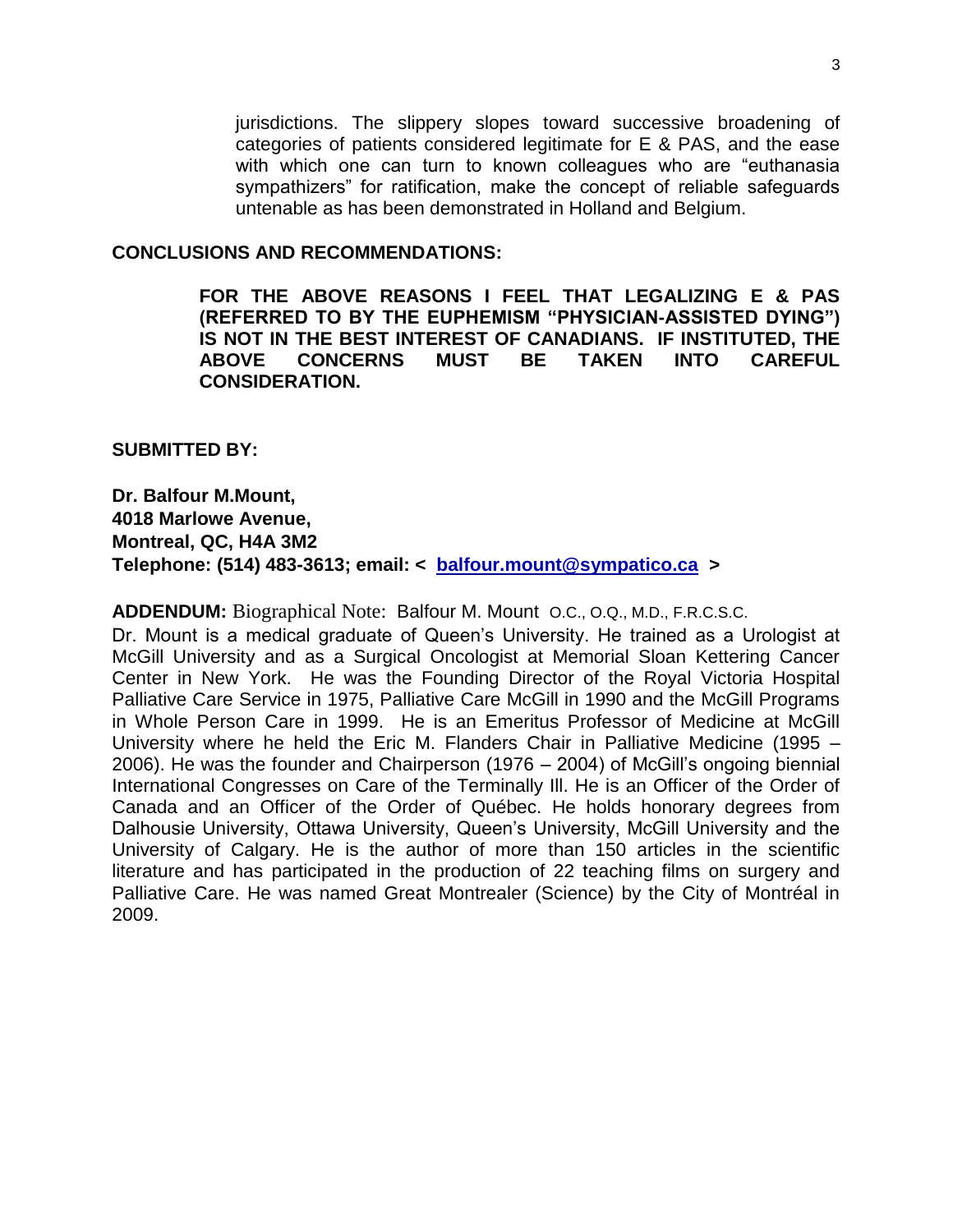jurisdictions. The slippery slopes toward successive broadening of categories of patients considered legitimate for E & PAS, and the ease with which one can turn to known colleagues who are "euthanasia sympathizers" for ratification, make the concept of reliable safeguards untenable as has been demonstrated in Holland and Belgium.

**CONCLUSIONS AND RECOMMENDATIONS:**

**FOR THE ABOVE REASONS I FEEL THAT LEGALIZING E & PAS (REFERRED TO BY THE EUPHEMISM "PHYSICIAN-ASSISTED DYING") IS NOT IN THE BEST INTEREST OF CANADIANS. IF INSTITUTED, THE ABOVE CONCERNS MUST BE TAKEN INTO CAREFUL CONSIDERATION.**

**SUBMITTED BY:**

**Dr. Balfour M.Mount,**
**4018 Marlowe Avenue,**
**Montreal, QC, H4A 3M2**
**Telephone: (514) 483-3613; email: < [balfour.mount@sympatico.ca](mailto:balfour.mount@sympatico.ca) >**

**ADDENDUM:** Biographical Note: Balfour M. Mount O.C., O.Q., M.D., F.R.C.S.C.

Dr. Mount is a medical graduate of Queen's University. He trained as a Urologist at McGill University and as a Surgical Oncologist at Memorial Sloan Kettering Cancer Center in New York. He was the Founding Director of the Royal Victoria Hospital Palliative Care Service in 1975, Palliative Care McGill in 1990 and the McGill Programs in Whole Person Care in 1999. He is an Emeritus Professor of Medicine at McGill University where he held the Eric M. Flanders Chair in Palliative Medicine (1995 – 2006). He was the founder and Chairperson (1976 – 2004) of McGill's ongoing biennial International Congresses on Care of the Terminally Ill. He is an Officer of the Order of Canada and an Officer of the Order of Québec. He holds honorary degrees from Dalhousie University, Ottawa University, Queen's University, McGill University and the University of Calgary. He is the author of more than 150 articles in the scientific literature and has participated in the production of 22 teaching films on surgery and Palliative Care. He was named Great Montrealer (Science) by the City of Montréal in 2009.